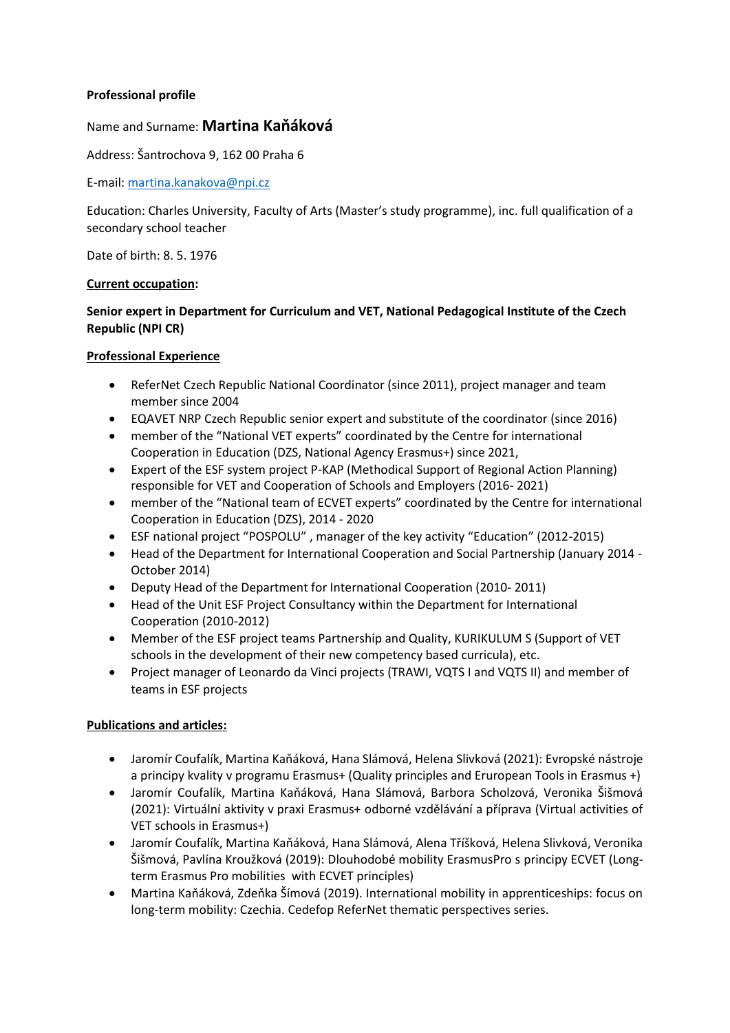**Professional profile**

Name and Surname: **Martina Kaňáková**

Address: Šantrochova 9, 162 00 Praha 6

E-mail: [martina.kanakova@npi.cz](mailto:martina.kanakova@npi.cz)

Education: Charles University, Faculty of Arts (Master's study programme), inc. full qualification of a secondary school teacher

Date of birth: 8. 5. 1976

**<u>Current occupation</u>:**

**Senior expert in Department for Curriculum and VET, National Pedagogical Institute of the Czech Republic (NPI CR)**

**<u>Professional Experience</u>**

- ReferNet Czech Republic National Coordinator (since 2011), project manager and team member since 2004
- EQAVET NRP Czech Republic senior expert and substitute of the coordinator (since 2016)
- member of the "National VET experts" coordinated by the Centre for international Cooperation in Education (DZS, National Agency Erasmus+) since 2021,
- Expert of the ESF system project P-KAP (Methodical Support of Regional Action Planning) responsible for VET and Cooperation of Schools and Employers (2016- 2021)
- member of the "National team of ECVET experts" coordinated by the Centre for international Cooperation in Education (DZS), 2014 - 2020
- ESF national project "POSPOLU" , manager of the key activity "Education" (2012-2015)
- Head of the Department for International Cooperation and Social Partnership (January 2014 - October 2014)
- Deputy Head of the Department for International Cooperation (2010- 2011)
- Head of the Unit ESF Project Consultancy within the Department for International Cooperation (2010-2012)
- Member of the ESF project teams Partnership and Quality, KURIKULUM S (Support of VET schools in the development of their new competency based curricula), etc.
- Project manager of Leonardo da Vinci projects (TRAWI, VQTS I and VQTS II) and member of teams in ESF projects

**<u>Publications and articles:</u>**

- Jaromír Coufalík, Martina Kaňáková, Hana Slámová, Helena Slivková (2021): Evropské nástroje a principy kvality v programu Erasmus+ (Quality principles and Erurопean Tools in Erasmus +)
- Jaromír Coufalík, Martina Kaňáková, Hana Slámová, Barbora Scholzová, Veronika Šišmová (2021): Virtuální aktivity v praxi Erasmus+ odborné vzdělávání a příprava (Virtual activities of VET schools in Erasmus+)
- Jaromír Coufalík, Martina Kaňáková, Hana Slámová, Alena Tříšková, Helena Slivková, Veronika Šišmová, Pavlína Kroužková (2019): Dlouhodobé mobility ErasmusPro s principy ECVET (Long-term Erasmus Pro mobilities with ECVET principles)
- Martina Kaňáková, Zdeňka Šímová (2019). International mobility in apprenticeships: focus on long-term mobility: Czechia. Cedefop ReferNet thematic perspectives series.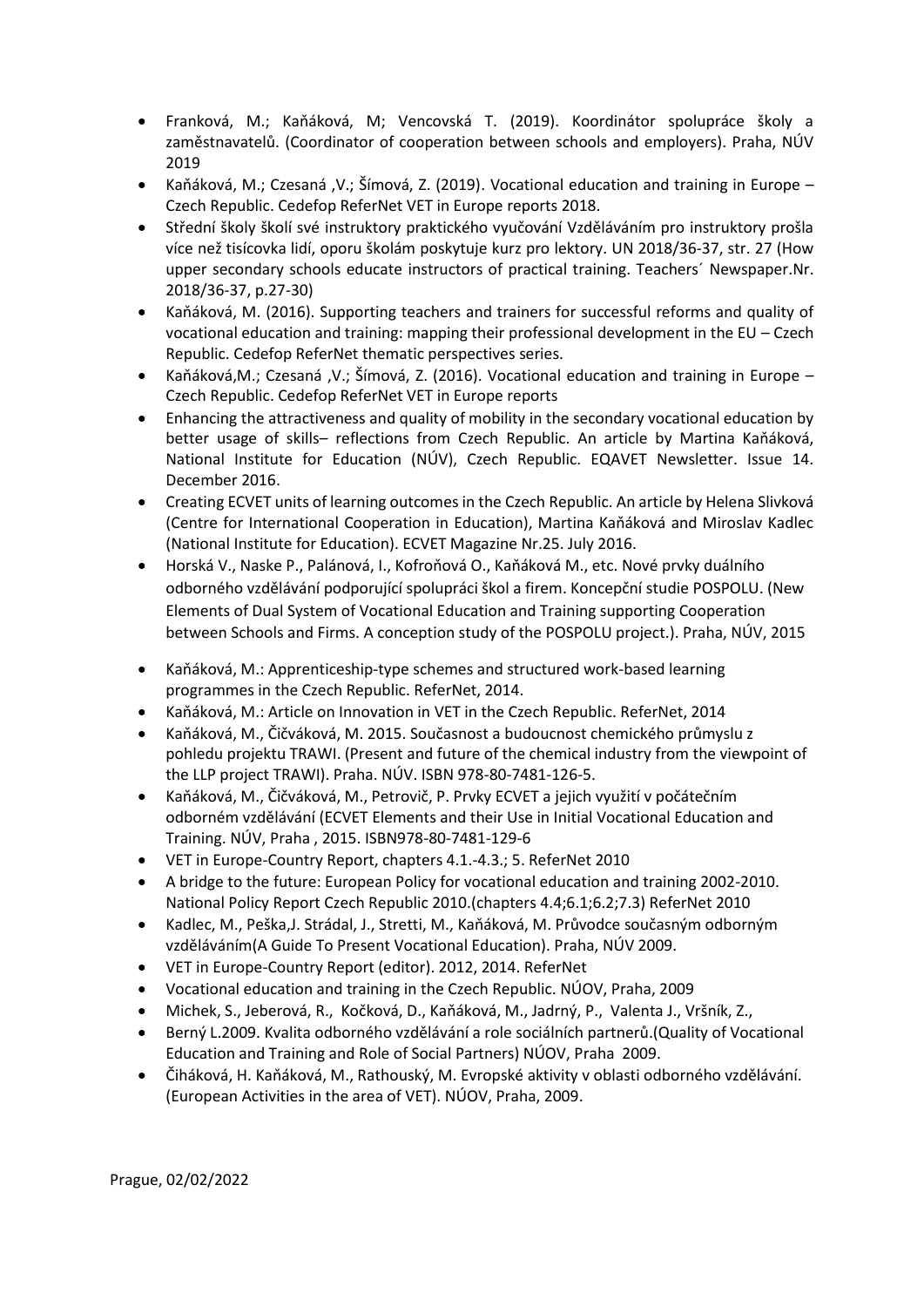- Franková, M.; Kaňáková, M; Vencovská T. (2019). Koordinátor spolupráce školy a zaměstnavatelů. (Coordinator of cooperation between schools and employers). Praha, NÚV 2019
- Kaňáková, M.; Czesaná ,V.; Šímová, Z. (2019). Vocational education and training in Europe – Czech Republic. Cedefop ReferNet VET in Europe reports 2018.
- Střední školy školí své instruktory praktického vyučování Vzděláváním pro instruktory prošla více než tisícovka lidí, oporu školám poskytuje kurz pro lektory. UN 2018/36-37, str. 27 (How upper secondary schools educate instructors of practical training. Teachers´ Newspaper.Nr. 2018/36-37, p.27-30)
- Kaňáková, M. (2016). Supporting teachers and trainers for successful reforms and quality of vocational education and training: mapping their professional development in the EU – Czech Republic. Cedefop ReferNet thematic perspectives series.
- Kaňáková,M.; Czesaná ,V.; Šímová, Z. (2016). Vocational education and training in Europe – Czech Republic. Cedefop ReferNet VET in Europe reports
- Enhancing the attractiveness and quality of mobility in the secondary vocational education by better usage of skills– reflections from Czech Republic. An article by Martina Kaňáková, National Institute for Education (NÚV), Czech Republic. EQAVET Newsletter. Issue 14. December 2016.
- Creating ECVET units of learning outcomes in the Czech Republic. An article by Helena Slivková (Centre for International Cooperation in Education), Martina Kaňáková and Miroslav Kadlec (National Institute for Education). ECVET Magazine Nr.25. July 2016.
- Horská V., Naske P., Palánová, I., Kofroňová O., Kaňáková M., etc. Nové prvky duálního odborného vzdělávání podporující spolupráci škol a firem. Koncepční studie POSPOLU. (New Elements of Dual System of Vocational Education and Training supporting Cooperation between Schools and Firms. A conception study of the POSPOLU project.). Praha, NÚV, 2015
- Kaňáková, M.: Apprenticeship-type schemes and structured work-based learning programmes in the Czech Republic. ReferNet, 2014.
- Kaňáková, M.: Article on Innovation in VET in the Czech Republic. ReferNet, 2014
- Kaňáková, M., Čičváková, M. 2015. Současnost a budoucnost chemického průmyslu z pohledu projektu TRAWI. (Present and future of the chemical industry from the viewpoint of the LLP project TRAWI). Praha. NÚV. ISBN 978-80-7481-126-5.
- Kaňáková, M., Čičváková, M., Petrovič, P. Prvky ECVET a jejich využití v počátečním odborném vzdělávání (ECVET Elements and their Use in Initial Vocational Education and Training. NÚV, Praha , 2015. ISBN978-80-7481-129-6
- VET in Europe-Country Report, chapters 4.1.-4.3.; 5. ReferNet 2010
- A bridge to the future: European Policy for vocational education and training 2002-2010. National Policy Report Czech Republic 2010.(chapters 4.4;6.1;6.2;7.3) ReferNet 2010
- Kadlec, M., Peška,J. Strádal, J., Stretti, M., Kaňáková, M. Průvodce současným odborným vzděláváním(A Guide To Present Vocational Education). Praha, NÚV 2009.
- VET in Europe-Country Report (editor). 2012, 2014. ReferNet
- Vocational education and training in the Czech Republic. NÚOV, Praha, 2009
- Michek, S., Jeberová, R., Kočková, D., Kaňáková, M., Jadrný, P., Valenta J., Vršník, Z.,
- Berný L.2009. Kvalita odborného vzdělávání a role sociálních partnerů.(Quality of Vocational Education and Training and Role of Social Partners) NÚOV, Praha 2009.
- Čiháková, H. Kaňáková, M., Rathouský, M. Evropské aktivity v oblasti odborného vzdělávání. (European Activities in the area of VET). NÚOV, Praha, 2009.

Prague, 02/02/2022